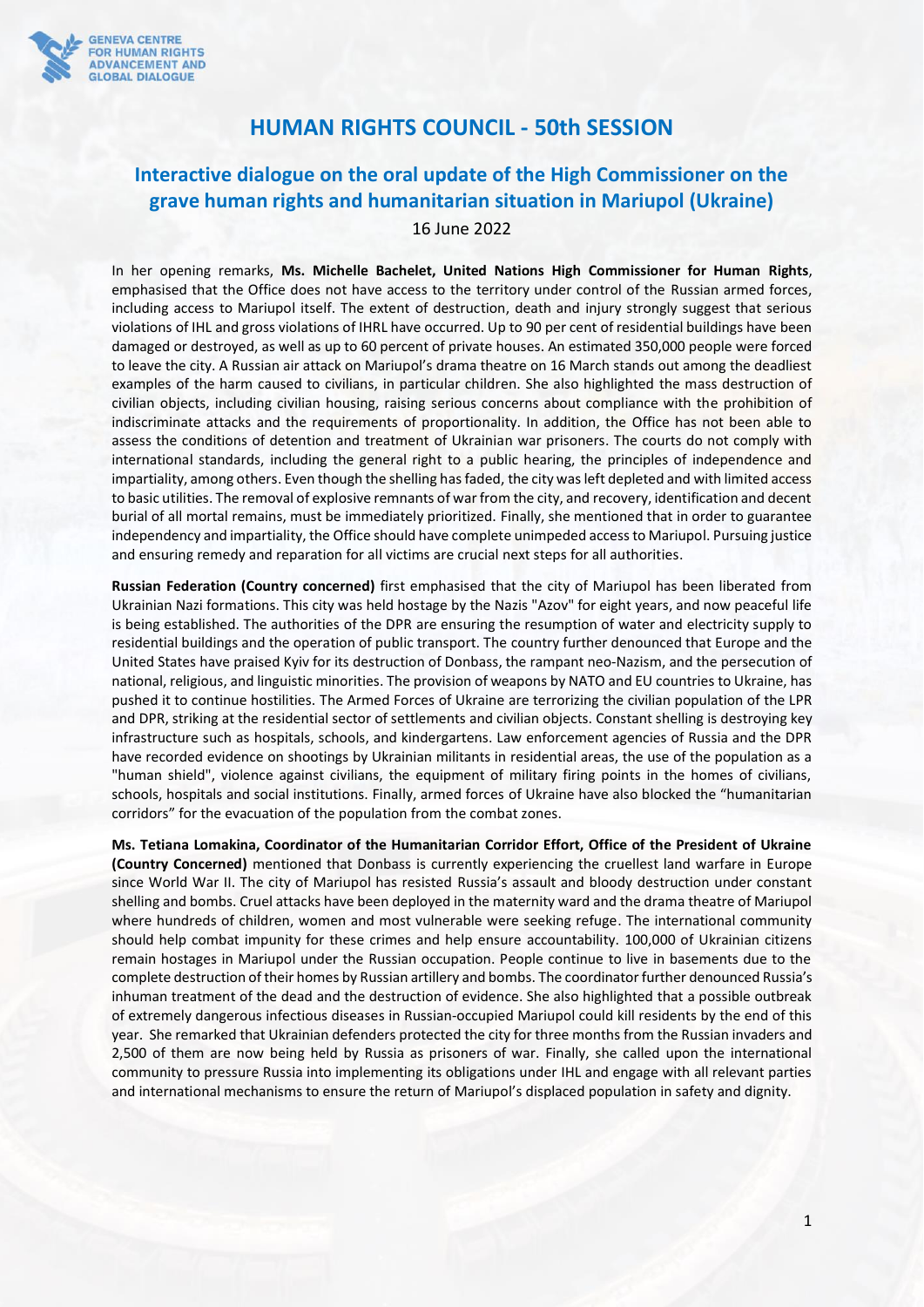GENEVA CENTRE FOR HUMAN RIGHTS ADVANCEMENT AND GLOBAL DIALOGUE

# HUMAN RIGHTS COUNCIL - 50th SESSION

## Interactive dialogue on the oral update of the High Commissioner on the grave human rights and humanitarian situation in Mariupol (Ukraine)

16 June 2022

In her opening remarks, **Ms. Michelle Bachelet, United Nations High Commissioner for Human Rights**, emphasised that the Office does not have access to the territory under control of the Russian armed forces, including access to Mariupol itself. The extent of destruction, death and injury strongly suggest that serious violations of IHL and gross violations of IHRL have occurred. Up to 90 per cent of residential buildings have been damaged or destroyed, as well as up to 60 percent of private houses. An estimated 350,000 people were forced to leave the city. A Russian air attack on Mariupol's drama theatre on 16 March stands out among the deadliest examples of the harm caused to civilians, in particular children. She also highlighted the mass destruction of civilian objects, including civilian housing, raising serious concerns about compliance with the prohibition of indiscriminate attacks and the requirements of proportionality. In addition, the Office has not been able to assess the conditions of detention and treatment of Ukrainian war prisoners. The courts do not comply with international standards, including the general right to a public hearing, the principles of independence and impartiality, among others. Even though the shelling has faded, the city was left depleted and with limited access to basic utilities. The removal of explosive remnants of war from the city, and recovery, identification and decent burial of all mortal remains, must be immediately prioritized. Finally, she mentioned that in order to guarantee independency and impartiality, the Office should have complete unimpeded access to Mariupol. Pursuing justice and ensuring remedy and reparation for all victims are crucial next steps for all authorities.

**Russian Federation (Country concerned)** first emphasised that the city of Mariupol has been liberated from Ukrainian Nazi formations. This city was held hostage by the Nazis "Azov" for eight years, and now peaceful life is being established. The authorities of the DPR are ensuring the resumption of water and electricity supply to residential buildings and the operation of public transport. The country further denounced that Europe and the United States have praised Kyiv for its destruction of Donbass, the rampant neo-Nazism, and the persecution of national, religious, and linguistic minorities. The provision of weapons by NATO and EU countries to Ukraine, has pushed it to continue hostilities. The Armed Forces of Ukraine are terrorizing the civilian population of the LPR and DPR, striking at the residential sector of settlements and civilian objects. Constant shelling is destroying key infrastructure such as hospitals, schools, and kindergartens. Law enforcement agencies of Russia and the DPR have recorded evidence on shootings by Ukrainian militants in residential areas, the use of the population as a "human shield", violence against civilians, the equipment of military firing points in the homes of civilians, schools, hospitals and social institutions. Finally, armed forces of Ukraine have also blocked the "humanitarian corridors" for the evacuation of the population from the combat zones.

**Ms. Tetiana Lomakina, Coordinator of the Humanitarian Corridor Effort, Office of the President of Ukraine (Country Concerned)** mentioned that Donbass is currently experiencing the cruellest land warfare in Europe since World War II. The city of Mariupol has resisted Russia's assault and bloody destruction under constant shelling and bombs. Cruel attacks have been deployed in the maternity ward and the drama theatre of Mariupol where hundreds of children, women and most vulnerable were seeking refuge. The international community should help combat impunity for these crimes and help ensure accountability. 100,000 of Ukrainian citizens remain hostages in Mariupol under the Russian occupation. People continue to live in basements due to the complete destruction of their homes by Russian artillery and bombs. The coordinator further denounced Russia's inhuman treatment of the dead and the destruction of evidence. She also highlighted that a possible outbreak of extremely dangerous infectious diseases in Russian-occupied Mariupol could kill residents by the end of this year. She remarked that Ukrainian defenders protected the city for three months from the Russian invaders and 2,500 of them are now being held by Russia as prisoners of war. Finally, she called upon the international community to pressure Russia into implementing its obligations under IHL and engage with all relevant parties and international mechanisms to ensure the return of Mariupol's displaced population in safety and dignity.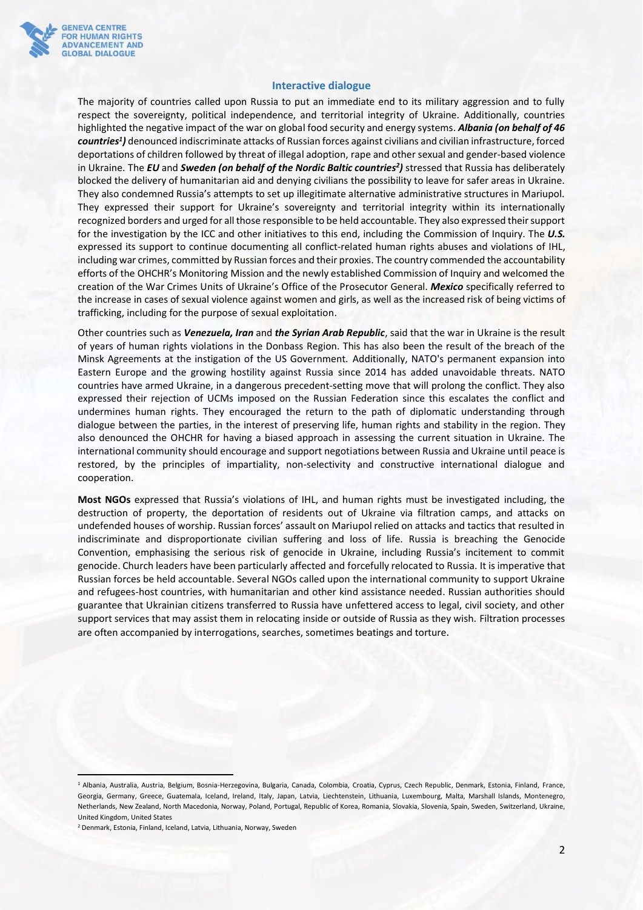### Interactive dialogue

The majority of countries called upon Russia to put an immediate end to its military aggression and to fully respect the sovereignty, political independence, and territorial integrity of Ukraine. Additionally, countries highlighted the negative impact of the war on global food security and energy systems. ***Albania (on behalf of 46 countries[1])*** denounced indiscriminate attacks of Russian forces against civilians and civilian infrastructure, forced deportations of children followed by threat of illegal adoption, rape and other sexual and gender-based violence in Ukraine. The ***EU*** and ***Sweden (on behalf of the Nordic Baltic countries[2])*** stressed that Russia has deliberately blocked the delivery of humanitarian aid and denying civilians the possibility to leave for safer areas in Ukraine. They also condemned Russia's attempts to set up illegitimate alternative administrative structures in Mariupol. They expressed their support for Ukraine's sovereignty and territorial integrity within its internationally recognized borders and urged for all those responsible to be held accountable. They also expressed their support for the investigation by the ICC and other initiatives to this end, including the Commission of Inquiry. The ***U.S.*** expressed its support to continue documenting all conflict-related human rights abuses and violations of IHL, including war crimes, committed by Russian forces and their proxies. The country commended the accountability efforts of the OHCHR's Monitoring Mission and the newly established Commission of Inquiry and welcomed the creation of the War Crimes Units of Ukraine's Office of the Prosecutor General. ***Mexico*** specifically referred to the increase in cases of sexual violence against women and girls, as well as the increased risk of being victims of trafficking, including for the purpose of sexual exploitation.

Other countries such as ***Venezuela, Iran*** and ***the Syrian Arab Republic***, said that the war in Ukraine is the result of years of human rights violations in the Donbass Region. This has also been the result of the breach of the Minsk Agreements at the instigation of the US Government. Additionally, NATO's permanent expansion into Eastern Europe and the growing hostility against Russia since 2014 has added unavoidable threats. NATO countries have armed Ukraine, in a dangerous precedent-setting move that will prolong the conflict. They also expressed their rejection of UCMs imposed on the Russian Federation since this escalates the conflict and undermines human rights. They encouraged the return to the path of diplomatic understanding through dialogue between the parties, in the interest of preserving life, human rights and stability in the region. They also denounced the OHCHR for having a biased approach in assessing the current situation in Ukraine. The international community should encourage and support negotiations between Russia and Ukraine until peace is restored, by the principles of impartiality, non-selectivity and constructive international dialogue and cooperation.

**Most NGOs** expressed that Russia's violations of IHL, and human rights must be investigated including, the destruction of property, the deportation of residents out of Ukraine via filtration camps, and attacks on undefended houses of worship. Russian forces' assault on Mariupol relied on attacks and tactics that resulted in indiscriminate and disproportionate civilian suffering and loss of life. Russia is breaching the Genocide Convention, emphasising the serious risk of genocide in Ukraine, including Russia's incitement to commit genocide. Church leaders have been particularly affected and forcefully relocated to Russia. It is imperative that Russian forces be held accountable. Several NGOs called upon the international community to support Ukraine and refugees-host countries, with humanitarian and other kind assistance needed. Russian authorities should guarantee that Ukrainian citizens transferred to Russia have unfettered access to legal, civil society, and other support services that may assist them in relocating inside or outside of Russia as they wish. Filtration processes are often accompanied by interrogations, searches, sometimes beatings and torture.

---

[1] Albania, Australia, Austria, Belgium, Bosnia-Herzegovina, Bulgaria, Canada, Colombia, Croatia, Cyprus, Czech Republic, Denmark, Estonia, Finland, France, Georgia, Germany, Greece, Guatemala, Iceland, Ireland, Italy, Japan, Latvia, Liechtenstein, Lithuania, Luxembourg, Malta, Marshall Islands, Montenegro, Netherlands, New Zealand, North Macedonia, Norway, Poland, Portugal, Republic of Korea, Romania, Slovakia, Slovenia, Spain, Sweden, Switzerland, Ukraine, United Kingdom, United States

[2] Denmark, Estonia, Finland, Iceland, Latvia, Lithuania, Norway, Sweden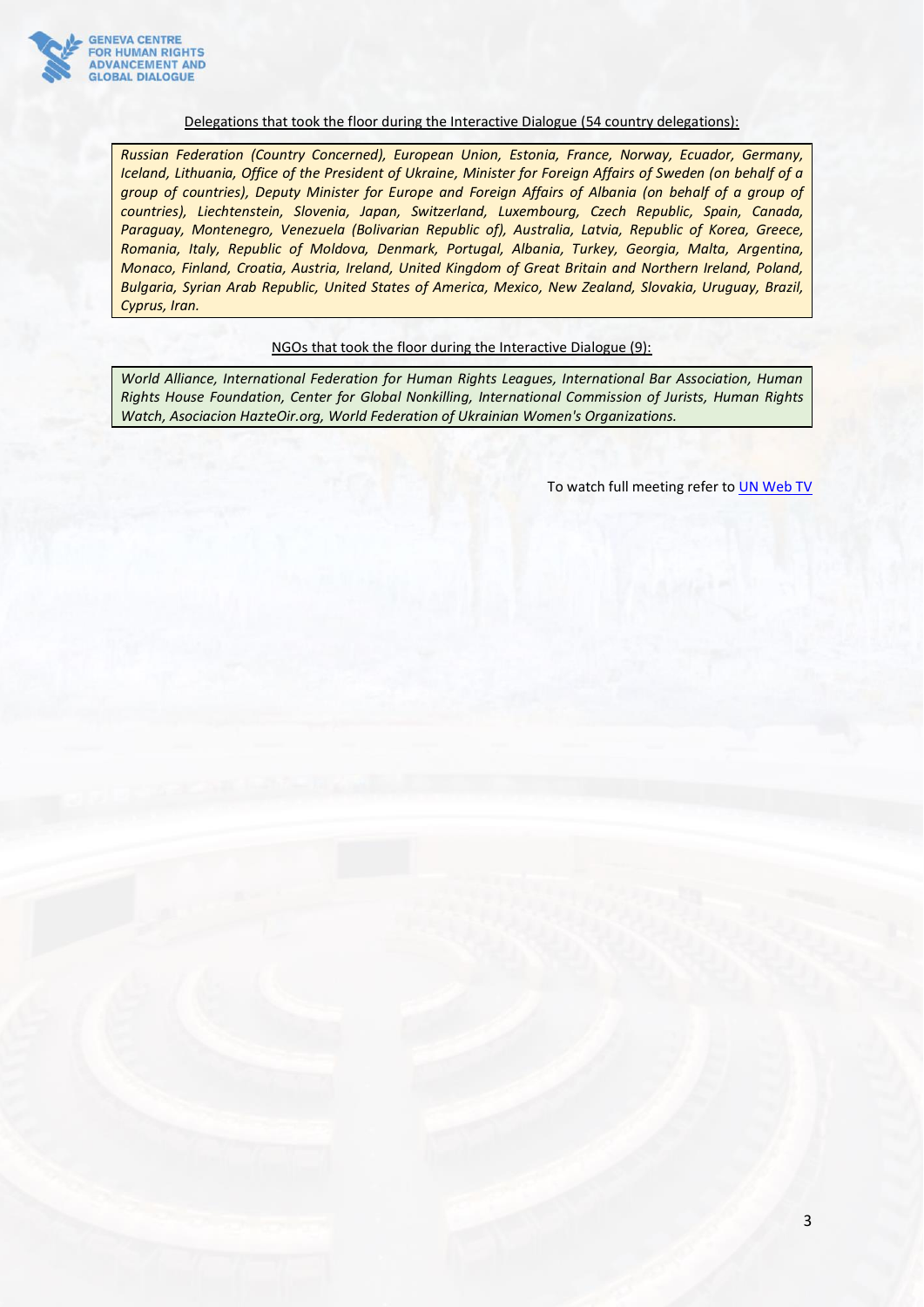Delegations that took the floor during the Interactive Dialogue (54 country delegations):

*Russian Federation (Country Concerned), European Union, Estonia, France, Norway, Ecuador, Germany, Iceland, Lithuania, Office of the President of Ukraine, Minister for Foreign Affairs of Sweden (on behalf of a group of countries), Deputy Minister for Europe and Foreign Affairs of Albania (on behalf of a group of countries), Liechtenstein, Slovenia, Japan, Switzerland, Luxembourg, Czech Republic, Spain, Canada, Paraguay, Montenegro, Venezuela (Bolivarian Republic of), Australia, Latvia, Republic of Korea, Greece, Romania, Italy, Republic of Moldova, Denmark, Portugal, Albania, Turkey, Georgia, Malta, Argentina, Monaco, Finland, Croatia, Austria, Ireland, United Kingdom of Great Britain and Northern Ireland, Poland, Bulgaria, Syrian Arab Republic, United States of America, Mexico, New Zealand, Slovakia, Uruguay, Brazil, Cyprus, Iran.*

NGOs that took the floor during the Interactive Dialogue (9):

*World Alliance, International Federation for Human Rights Leagues, International Bar Association, Human Rights House Foundation, Center for Global Nonkilling, International Commission of Jurists, Human Rights Watch, Asociacion HazteOir.org, World Federation of Ukrainian Women's Organizations.*

To watch full meeting refer to UN Web TV